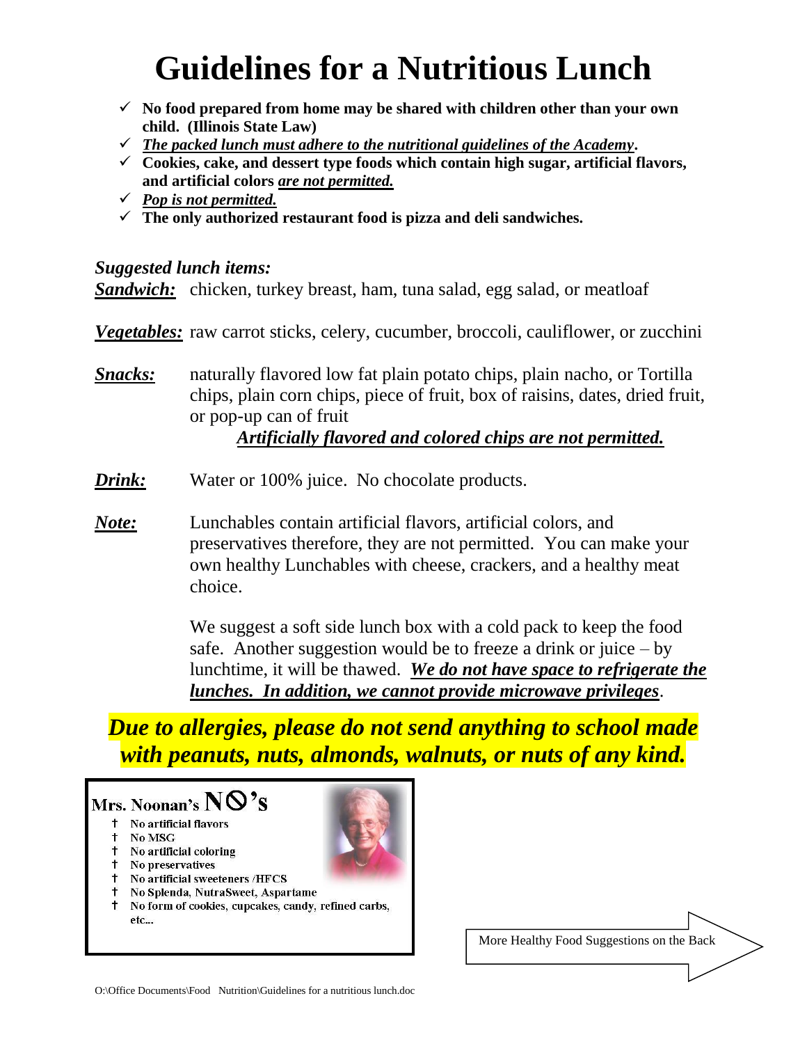# Guidelines for a Nutritious Lunch

- ✓ **No food prepared from home may be shared with children other than your own child. (Illinois State Law)**
- ✓ ***The packed lunch must adhere to the nutritional guidelines of the Academy*.**
- ✓ **Cookies, cake, and dessert type foods which contain high sugar, artificial flavors, and artificial colors *are not permitted.***
- ✓ ***Pop is not permitted.***
- ✓ **The only authorized restaurant food is pizza and deli sandwiches.**

***Suggested lunch items:***

***Sandwich:*** chicken, turkey breast, ham, tuna salad, egg salad, or meatloaf

***Vegetables:*** raw carrot sticks, celery, cucumber, broccoli, cauliflower, or zucchini

***Snacks:*** naturally flavored low fat plain potato chips, plain nacho, or Tortilla chips, plain corn chips, piece of fruit, box of raisins, dates, dried fruit, or pop-up can of fruit

***Artificially flavored and colored chips are not permitted.***

***Drink:*** Water or 100% juice. No chocolate products.

***Note:*** Lunchables contain artificial flavors, artificial colors, and preservatives therefore, they are not permitted. You can make your own healthy Lunchables with cheese, crackers, and a healthy meat choice.

We suggest a soft side lunch box with a cold pack to keep the food safe. Another suggestion would be to freeze a drink or juice – by lunchtime, it will be thawed. ***We do not have space to refrigerate the lunches. In addition, we cannot provide microwave privileges***.

***Due to allergies, please do not send anything to school made with peanuts, nuts, almonds, walnuts, or nuts of any kind.***

**Mrs. Noonan's NO's**

- † No artificial flavors
- † No MSG
- † No artificial coloring
- † No preservatives
- † No artificial sweeteners /HFCS
- † No Splenda, NutraSweet, Aspartame
- † No form of cookies, cupcakes, candy, refined carbs, etc...

More Healthy Food Suggestions on the Back

O:\Office Documents\Food Nutrition\Guidelines for a nutritious lunch.doc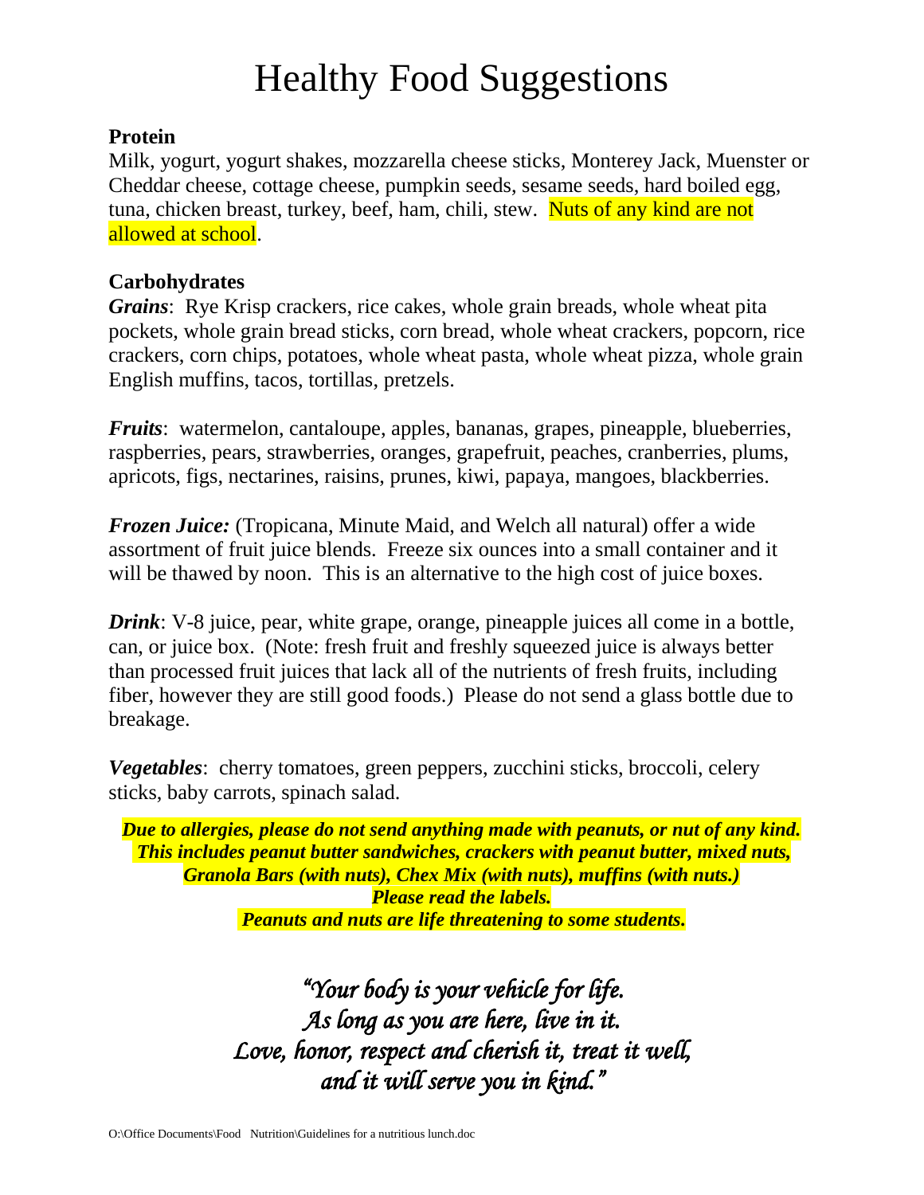# Healthy Food Suggestions

**Protein**

Milk, yogurt, yogurt shakes, mozzarella cheese sticks, Monterey Jack, Muenster or Cheddar cheese, cottage cheese, pumpkin seeds, sesame seeds, hard boiled egg, tuna, chicken breast, turkey, beef, ham, chili, stew. Nuts of any kind are not allowed at school.

**Carbohydrates**

***Grains***: Rye Krisp crackers, rice cakes, whole grain breads, whole wheat pita pockets, whole grain bread sticks, corn bread, whole wheat crackers, popcorn, rice crackers, corn chips, potatoes, whole wheat pasta, whole wheat pizza, whole grain English muffins, tacos, tortillas, pretzels.

***Fruits***: watermelon, cantaloupe, apples, bananas, grapes, pineapple, blueberries, raspberries, pears, strawberries, oranges, grapefruit, peaches, cranberries, plums, apricots, figs, nectarines, raisins, prunes, kiwi, papaya, mangoes, blackberries.

***Frozen Juice:*** (Tropicana, Minute Maid, and Welch all natural) offer a wide assortment of fruit juice blends. Freeze six ounces into a small container and it will be thawed by noon. This is an alternative to the high cost of juice boxes.

***Drink***: V-8 juice, pear, white grape, orange, pineapple juices all come in a bottle, can, or juice box. (Note: fresh fruit and freshly squeezed juice is always better than processed fruit juices that lack all of the nutrients of fresh fruits, including fiber, however they are still good foods.) Please do not send a glass bottle due to breakage.

***Vegetables***: cherry tomatoes, green peppers, zucchini sticks, broccoli, celery sticks, baby carrots, spinach salad.

***Due to allergies, please do not send anything made with peanuts, or nut of any kind. This includes peanut butter sandwiches, crackers with peanut butter, mixed nuts, Granola Bars (with nuts), Chex Mix (with nuts), muffins (with nuts.)***
***Please read the labels.***
***Peanuts and nuts are life threatening to some students.***

*"Your body is your vehicle for life.*
*As long as you are here, live in it.*
*Love, honor, respect and cherish it, treat it well,*
*and it will serve you in kind."*

O:\Office Documents\Food Nutrition\Guidelines for a nutritious lunch.doc